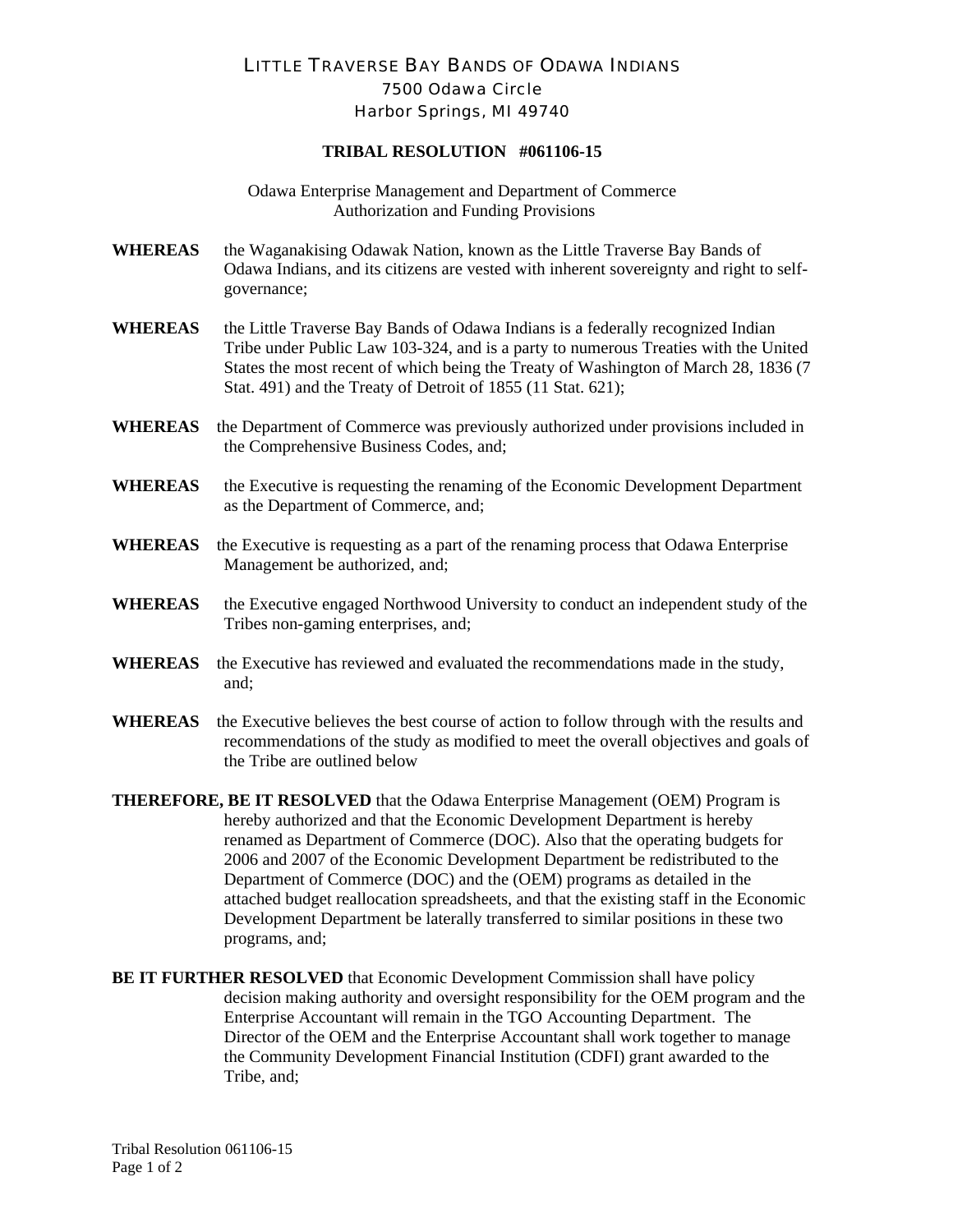# LITTLE TRAVERSE BAY BANDS OF ODAWA INDIANS

7500 Odawa Circle
Harbor Springs, MI 49740

## TRIBAL RESOLUTION #061106-15

Odawa Enterprise Management and Department of Commerce
Authorization and Funding Provisions

**WHEREAS** the Waganakising Odawak Nation, known as the Little Traverse Bay Bands of Odawa Indians, and its citizens are vested with inherent sovereignty and right to self-governance;

**WHEREAS** the Little Traverse Bay Bands of Odawa Indians is a federally recognized Indian Tribe under Public Law 103-324, and is a party to numerous Treaties with the United States the most recent of which being the Treaty of Washington of March 28, 1836 (7 Stat. 491) and the Treaty of Detroit of 1855 (11 Stat. 621);

**WHEREAS** the Department of Commerce was previously authorized under provisions included in the Comprehensive Business Codes, and;

**WHEREAS** the Executive is requesting the renaming of the Economic Development Department as the Department of Commerce, and;

**WHEREAS** the Executive is requesting as a part of the renaming process that Odawa Enterprise Management be authorized, and;

**WHEREAS** the Executive engaged Northwood University to conduct an independent study of the Tribes non-gaming enterprises, and;

**WHEREAS** the Executive has reviewed and evaluated the recommendations made in the study, and;

**WHEREAS** the Executive believes the best course of action to follow through with the results and recommendations of the study as modified to meet the overall objectives and goals of the Tribe are outlined below

**THEREFORE, BE IT RESOLVED** that the Odawa Enterprise Management (OEM) Program is hereby authorized and that the Economic Development Department is hereby renamed as Department of Commerce (DOC). Also that the operating budgets for 2006 and 2007 of the Economic Development Department be redistributed to the Department of Commerce (DOC) and the (OEM) programs as detailed in the attached budget reallocation spreadsheets, and that the existing staff in the Economic Development Department be laterally transferred to similar positions in these two programs, and;

**BE IT FURTHER RESOLVED** that Economic Development Commission shall have policy decision making authority and oversight responsibility for the OEM program and the Enterprise Accountant will remain in the TGO Accounting Department. The Director of the OEM and the Enterprise Accountant shall work together to manage the Community Development Financial Institution (CDFI) grant awarded to the Tribe, and;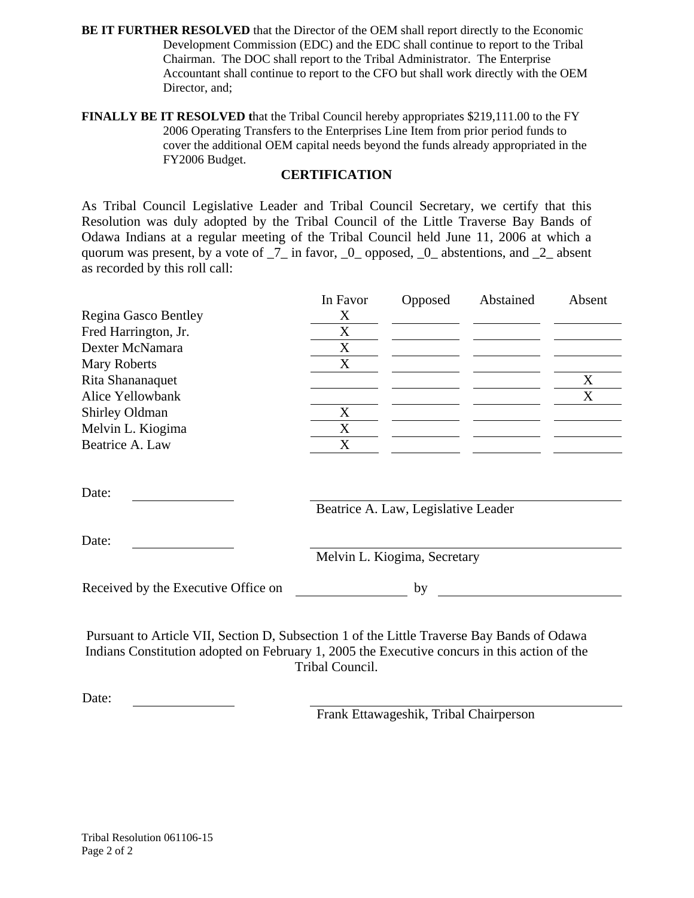**BE IT FURTHER RESOLVED** that the Director of the OEM shall report directly to the Economic Development Commission (EDC) and the EDC shall continue to report to the Tribal Chairman. The DOC shall report to the Tribal Administrator. The Enterprise Accountant shall continue to report to the CFO but shall work directly with the OEM Director, and;

**FINALLY BE IT RESOLVED t**hat the Tribal Council hereby appropriates $219,111.00 to the FY 2006 Operating Transfers to the Enterprises Line Item from prior period funds to cover the additional OEM capital needs beyond the funds already appropriated in the FY2006 Budget.

## CERTIFICATION

As Tribal Council Legislative Leader and Tribal Council Secretary, we certify that this Resolution was duly adopted by the Tribal Council of the Little Traverse Bay Bands of Odawa Indians at a regular meeting of the Tribal Council held June 11, 2006 at which a quorum was present, by a vote of _7_ in favor, _0_ opposed, _0_ abstentions, and _2_ absent as recorded by this roll call:

| | In Favor | Opposed | Abstained | Absent |
|---|---|---|---|---|
| Regina Gasco Bentley | X | | | |
| Fred Harrington, Jr. | X | | | |
| Dexter McNamara | X | | | |
| Mary Roberts | X | | | |
| Rita Shananaquet | | | | X |
| Alice Yellowbank | | | | X |
| Shirley Oldman | X | | | |
| Melvin L. Kiogima | X | | | |
| Beatrice A. Law | X | | | |

Date: ______________ ______________________________
Beatrice A. Law, Legislative Leader

Date: ______________ ______________________________
Melvin L. Kiogima, Secretary

Received by the Executive Office on ______________ by ______________________

Pursuant to Article VII, Section D, Subsection 1 of the Little Traverse Bay Bands of Odawa Indians Constitution adopted on February 1, 2005 the Executive concurs in this action of the Tribal Council.

Date: ______________ ______________________________
Frank Ettawageshik, Tribal Chairperson

Tribal Resolution 061106-15